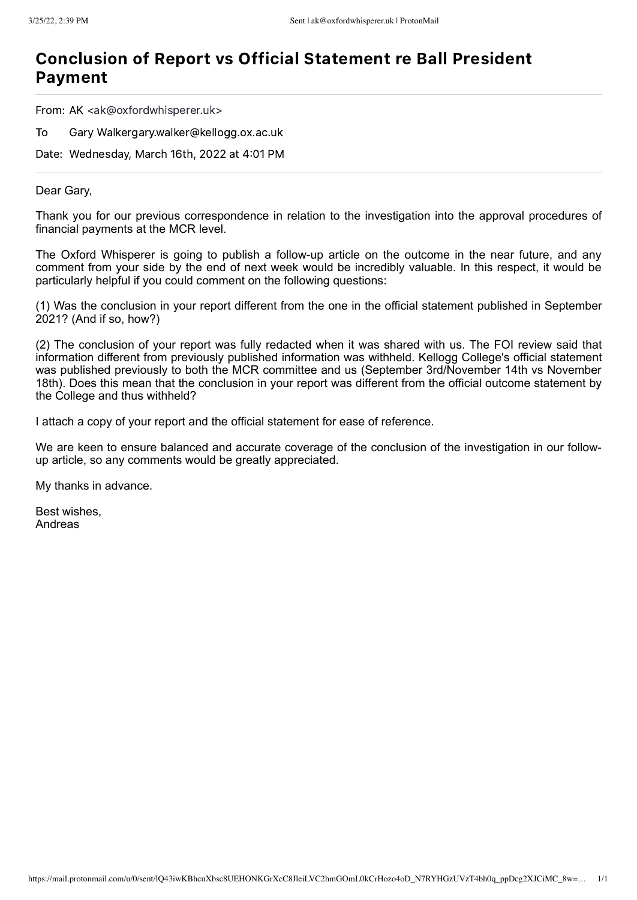# Conclusion of Report vs Official Statement re Ball President Payment

From: AK <ak@oxfordwhisperer.uk>

To Gary Walkergary.walker@kellogg.ox.ac.uk

Date: Wednesday, March 16th, 2022 at 4:01 PM

Dear Gary,

Thank you for our previous correspondence in relation to the investigation into the approval procedures of financial payments at the MCR level.

The Oxford Whisperer is going to publish a follow-up article on the outcome in the near future, and any comment from your side by the end of next week would be incredibly valuable. In this respect, it would be particularly helpful if you could comment on the following questions:

(1) Was the conclusion in your report different from the one in the official statement published in September 2021? (And if so, how?)

(2) The conclusion of your report was fully redacted when it was shared with us. The FOI review said that information different from previously published information was withheld. Kellogg College's official statement was published previously to both the MCR committee and us (September 3rd/November 14th vs November 18th). Does this mean that the conclusion in your report was different from the official outcome statement by the College and thus withheld?

I attach a copy of your report and the official statement for ease of reference.

We are keen to ensure balanced and accurate coverage of the conclusion of the investigation in our follow-up article, so any comments would be greatly appreciated.

My thanks in advance.

Best wishes,
Andreas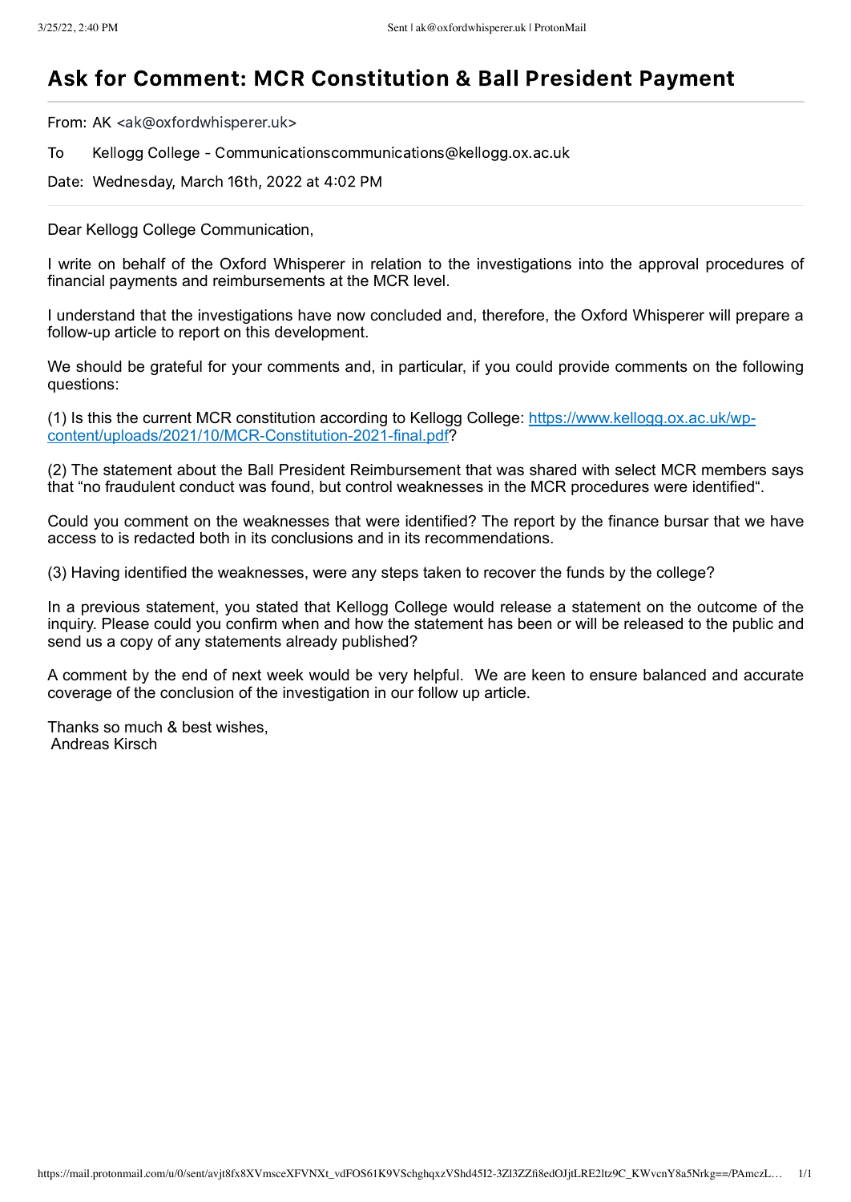# Ask for Comment: MCR Constitution & Ball President Payment

From: AK <ak@oxfordwhisperer.uk>

To Kellogg College - Communicationscommunications@kellogg.ox.ac.uk

Date: Wednesday, March 16th, 2022 at 4:02 PM

---

Dear Kellogg College Communication,

I write on behalf of the Oxford Whisperer in relation to the investigations into the approval procedures of financial payments and reimbursements at the MCR level.

I understand that the investigations have now concluded and, therefore, the Oxford Whisperer will prepare a follow-up article to report on this development.

We should be grateful for your comments and, in particular, if you could provide comments on the following questions:

(1) Is this the current MCR constitution according to Kellogg College: https://www.kellogg.ox.ac.uk/wp-content/uploads/2021/10/MCR-Constitution-2021-final.pdf?

(2) The statement about the Ball President Reimbursement that was shared with select MCR members says that "no fraudulent conduct was found, but control weaknesses in the MCR procedures were identified".

Could you comment on the weaknesses that were identified? The report by the finance bursar that we have access to is redacted both in its conclusions and in its recommendations.

(3) Having identified the weaknesses, were any steps taken to recover the funds by the college?

In a previous statement, you stated that Kellogg College would release a statement on the outcome of the inquiry. Please could you confirm when and how the statement has been or will be released to the public and send us a copy of any statements already published?

A comment by the end of next week would be very helpful. We are keen to ensure balanced and accurate coverage of the conclusion of the investigation in our follow up article.

Thanks so much & best wishes,
Andreas Kirsch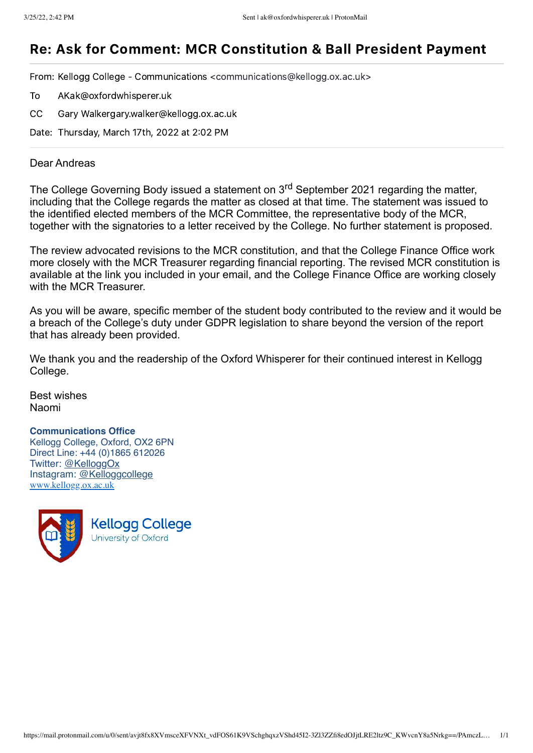# Re: Ask for Comment: MCR Constitution & Ball President Payment

From: Kellogg College - Communications <communications@kellogg.ox.ac.uk>

To AKak@oxfordwhisperer.uk

CC Gary Walkergary.walker@kellogg.ox.ac.uk

Date: Thursday, March 17th, 2022 at 2:02 PM

Dear Andreas

The College Governing Body issued a statement on 3rd September 2021 regarding the matter, including that the College regards the matter as closed at that time. The statement was issued to the identified elected members of the MCR Committee, the representative body of the MCR, together with the signatories to a letter received by the College. No further statement is proposed.

The review advocated revisions to the MCR constitution, and that the College Finance Office work more closely with the MCR Treasurer regarding financial reporting. The revised MCR constitution is available at the link you included in your email, and the College Finance Office are working closely with the MCR Treasurer.

As you will be aware, specific member of the student body contributed to the review and it would be a breach of the College's duty under GDPR legislation to share beyond the version of the report that has already been provided.

We thank you and the readership of the Oxford Whisperer for their continued interest in Kellogg College.

Best wishes
Naomi

**Communications Office**
Kellogg College, Oxford, OX2 6PN
Direct Line: +44 (0)1865 612026
Twitter: @KelloggOx
Instagram: @Kelloggcollege
www.kellogg.ox.ac.uk

Kellogg College
University of Oxford